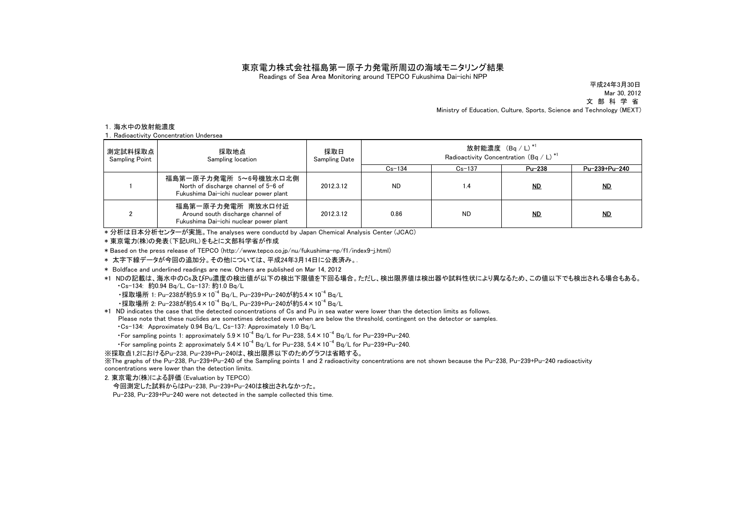# 東京電力株式会社福島第一原子力発電所周辺の海域モニタリング結果

Readings of Sea Area Monitoring around TEPCO Fukushima Dai-ichi NPP

平成24年3月30日
Mar 30, 2012
文 部 科 学 省
Ministry of Education, Culture, Sports, Science and Technology (MEXT)

1. 海水中の放射能濃度
1. Radioactivity Concentration Undersea

| 測定試料採取点 Sampling Point | 採取地点 Sampling location | 採取日 Sampling Date | 放射能濃度 (Bq / L) *1 Radioactivity Concentration (Bq / L) *1 | | | |
|---|---|---|---|---|---|---|
| | | | Cs-134 | Cs-137 | **Pu-238** | **Pu-239+Pu-240** |
| 1 | 福島第一原子力発電所 5～6号機放水口北側 North of discharge channel of 5-6 of Fukushima Dai-ichi nuclear power plant | 2012.3.12 | ND | 1.4 | **ND** | **ND** |
| 2 | 福島第一原子力発電所 南放水口付近 Around south discharge channel of Fukushima Dai-ichi nuclear power plant | 2012.3.12 | 0.86 | ND | **ND** | **ND** |

\* 分析は日本分析センターが実施。The analyses were conductd by Japan Chemical Analysis Center (JCAC)

\* 東京電力(株)の発表（下記URL）をもとに文部科学省が作成

\* Based on the press release of TEPCO (http://www.tepco.co.jp/nu/fukushima-np/f1/index9-j.html)

\* 太字下線データが今回の追加分。その他については、平成24年3月14日に公表済み。.

\* Boldface and underlined readings are new. Others are published on Mar 14, 2012

*1 NDの記載は、海水中のCs及びPu濃度の検出値が以下の検出下限値を下回る場合。ただし、検出限界値は検出器や試料性状により異なるため、この値以下でも検出される場合もある。
- Cs-134: 約0.94 Bq/L, Cs-137: 約1.0 Bq/L
- 採取場所 1: Pu-238が約$5.9 \times 10^{-4}$ Bq/L, Pu-239+Pu-240が約$5.4 \times 10^{-4}$ Bq/L
- 採取場所 2: Pu-238が約$5.4 \times 10^{-4}$ Bq/L, Pu-239+Pu-240が約$5.4 \times 10^{-4}$ Bq/L

*1 ND indicates the case that the detected concentrations of Cs and Pu in sea water were lower than the detection limits as follows.
Please note that these nuclides are sometimes detected even when are below the threshold, contingent on the detector or samples.
- Cs-134: Approximately 0.94 Bq/L, Cs-137: Approximately 1.0 Bq/L
- For sampling points 1: approximately $5.9 \times 10^{-4}$ Bq/L for Pu-238, $5.4 \times 10^{-4}$ Bq/L for Pu-239+Pu-240.
- For sampling points 2: approximately $5.4 \times 10^{-4}$ Bq/L for Pu-238, $5.4 \times 10^{-4}$ Bq/L for Pu-239+Pu-240.

※採取点1,2におけるPu-238, Pu-239+Pu-240は、検出限界以下のためグラフは省略する。
※The graphs of the Pu-238, Pu-239+Pu-240 of the Sampling points 1 and 2 radioactivity concentrations are not shown because the Pu-238, Pu-239+Pu-240 radioactivity concentrations were lower than the detection limits.

2. 東京電力(株)による評価 (Evaluation by TEPCO)

今回測定した試料からはPu-238, Pu-239+Pu-240は検出されなかった。

Pu-238, Pu-239+Pu-240 were not detected in the sample collected this time.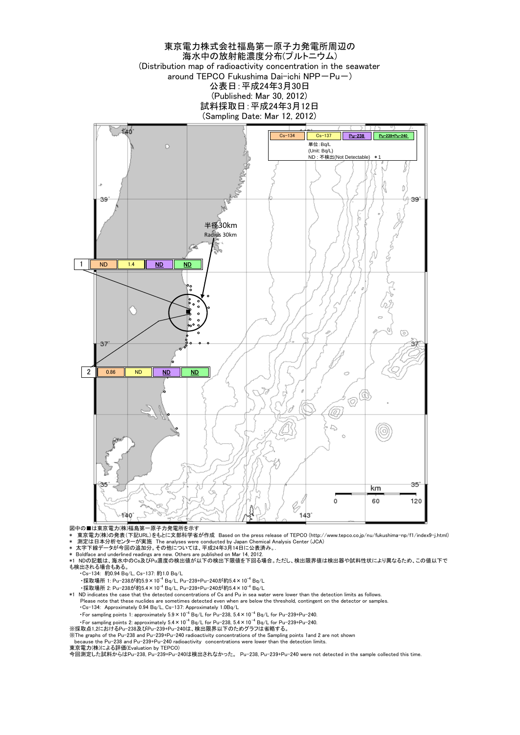# 東京電力株式会社福島第一原子力発電所周辺の
# 海水中の放射能濃度分布(プルトニウム)

(Distribution map of radioactivity concentration in the seawater around TEPCO Fukushima Dai-ichi NPP－Pu－)

公表日：平成24年3月30日
(Published: Mar 30, 2012)

試料採取日：平成24年3月12日
(Sampling Date: Mar 12, 2012)

Cs-134 | Cs-137 | Pu-238 | Pu-239+Pu-240

単位：Bq/L
(Unit: Bq/L)
ND：不検出(Not Detectable) ＊1

半径30km
Radius 30km

1: ND | 1.4 | ND | ND

2: 0.86 | ND | ND | ND

140°
39°
37°
35°
143°
km
0
60
120

図中の■は東京電力(株)福島第一原子力発電所を示す

＊ 東京電力(株)の発表(下記URL)をもとに文部科学省が作成 Based on the press release of TEPCO (http://www.tepco.co.jp/nu/fukushima-np/f1/index9-j.html)

＊ 測定は日本分析センターが実施 The analyses were conducted by Japan Chemical Analysis Center (JCA)

＊ 太字下線データが今回の追加分。その他については、平成24年3月14日に公表済み。

＊ Boldface and underlined readings are new. Others are published on Mar 14, 2012.

＊1 NDの記載は、海水中のCs及びPu濃度の検出値が以下の検出下限値を下回る場合。ただし、検出限界値は検出器や試料性状により異なるため、この値以下でも検出される場合もある。

・Cs-134: 約0.94 Bq/L, Cs-137: 約1.0 Bq/L

・採取場所 1: Pu-238が約$5.9 \times 10^{-4}$ Bq/L, Pu-239+Pu-240が約$5.4 \times 10^{-4}$ Bq/L

・採取場所 2: Pu-238が約$5.4 \times 10^{-4}$ Bq/L, Pu-239+Pu-240が約$5.4 \times 10^{-4}$ Bq/L

＊1 ND indicates the case that the detected concentrations of Cs and Pu in sea water were lower than the detection limits as follows.
Please note that these nuclides are sometimes detected even when are below the threshold, contingent on the detector or samples.

・Cs-134: Approximately 0.94 Bq/L, Cs-137: Approximately 1.0Bq/L

・For sampling points 1: approximately $5.9 \times 10^{-4}$ Bq/L for Pu-238, $5.4 \times 10^{-4}$ Bq/L for Pu-239+Pu-240.

・For sampling points 2: approximately $5.4 \times 10^{-4}$ Bq/L for Pu-238, $5.4 \times 10^{-4}$ Bq/L for Pu-239+Pu-240.

※採取点1,2におけるPu-238及びPu-239+Pu-240は、検出限界以下のためグラフは省略する。

※The graphs of the Pu-238 and Pu-239+Pu-240 radioactivity concentrations of the Sampling points 1and 2 are not shown because the Pu-238 and Pu-239+Pu-240 radioactivity concentrations were lower than the detection limits.

東京電力(株)による評価(Evaluation by TEPCO)

今回測定した試料からはPu-238, Pu-239+Pu-240は検出されなかった。 Pu-238, Pu-239+Pu-240 were not detected in the sample collected this time.